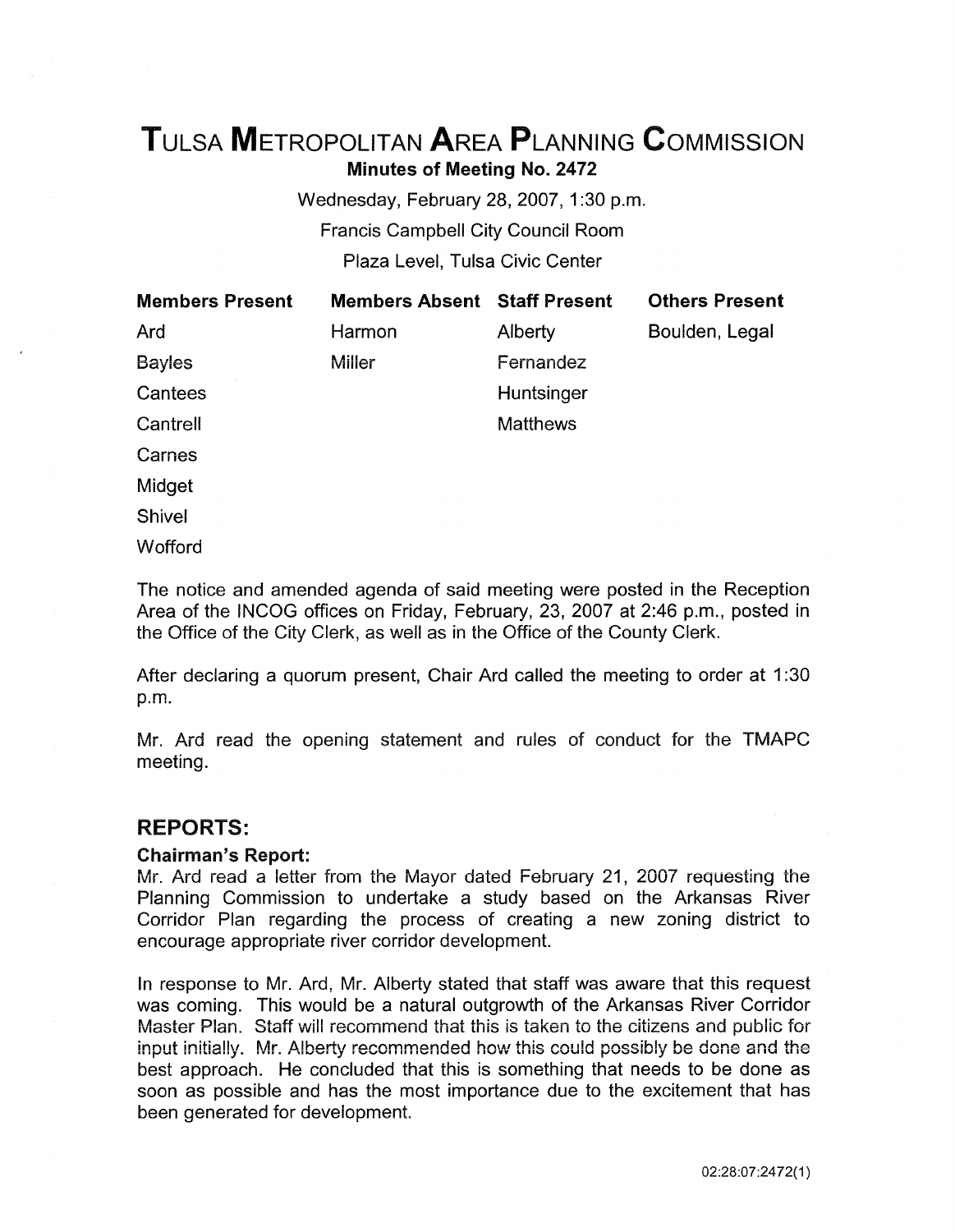# TULSA METROPOLITAN AREA PLANNING COMMISSION

**Minutes of Meeting No. 2472**

Wednesday, February 28, 2007, 1:30 p.m.

Francis Campbell City Council Room

Plaza Level, Tulsa Civic Center

| Members Present | Members Absent | Staff Present | Others Present |
|---|---|---|---|
| Ard | Harmon | Alberty | Boulden, Legal |
| Bayles | Miller | Fernandez | |
| Cantees | | Huntsinger | |
| Cantrell | | Matthews | |
| Carnes | | | |
| Midget | | | |
| Shivel | | | |
| Wofford | | | |

The notice and amended agenda of said meeting were posted in the Reception Area of the INCOG offices on Friday, February, 23, 2007 at 2:46 p.m., posted in the Office of the City Clerk, as well as in the Office of the County Clerk.

After declaring a quorum present, Chair Ard called the meeting to order at 1:30 p.m.

Mr. Ard read the opening statement and rules of conduct for the TMAPC meeting.

## REPORTS:

**Chairman's Report:**

Mr. Ard read a letter from the Mayor dated February 21, 2007 requesting the Planning Commission to undertake a study based on the Arkansas River Corridor Plan regarding the process of creating a new zoning district to encourage appropriate river corridor development.

In response to Mr. Ard, Mr. Alberty stated that staff was aware that this request was coming. This would be a natural outgrowth of the Arkansas River Corridor Master Plan. Staff will recommend that this is taken to the citizens and public for input initially. Mr. Alberty recommended how this could possibly be done and the best approach. He concluded that this is something that needs to be done as soon as possible and has the most importance due to the excitement that has been generated for development.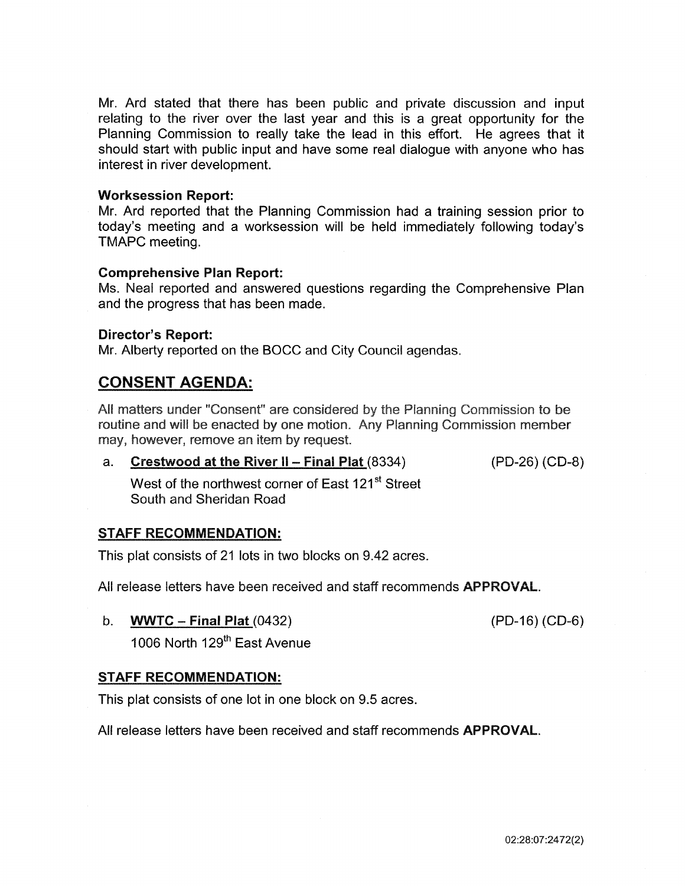Mr. Ard stated that there has been public and private discussion and input relating to the river over the last year and this is a great opportunity for the Planning Commission to really take the lead in this effort. He agrees that it should start with public input and have some real dialogue with anyone who has interest in river development.

**Worksession Report:**
Mr. Ard reported that the Planning Commission had a training session prior to today's meeting and a worksession will be held immediately following today's TMAPC meeting.

**Comprehensive Plan Report:**
Ms. Neal reported and answered questions regarding the Comprehensive Plan and the progress that has been made.

**Director's Report:**
Mr. Alberty reported on the BOCC and City Council agendas.

## CONSENT AGENDA:

All matters under "Consent" are considered by the Planning Commission to be routine and will be enacted by one motion. Any Planning Commission member may, however, remove an item by request.

a. **Crestwood at the River II – Final Plat** (8334) (PD-26) (CD-8)

West of the northwest corner of East 121st Street South and Sheridan Road

**STAFF RECOMMENDATION:**

This plat consists of 21 lots in two blocks on 9.42 acres.

All release letters have been received and staff recommends **APPROVAL**.

b. **WWTC – Final Plat** (0432) (PD-16) (CD-6)

1006 North 129th East Avenue

**STAFF RECOMMENDATION:**

This plat consists of one lot in one block on 9.5 acres.

All release letters have been received and staff recommends **APPROVAL**.

02:28:07:2472(2)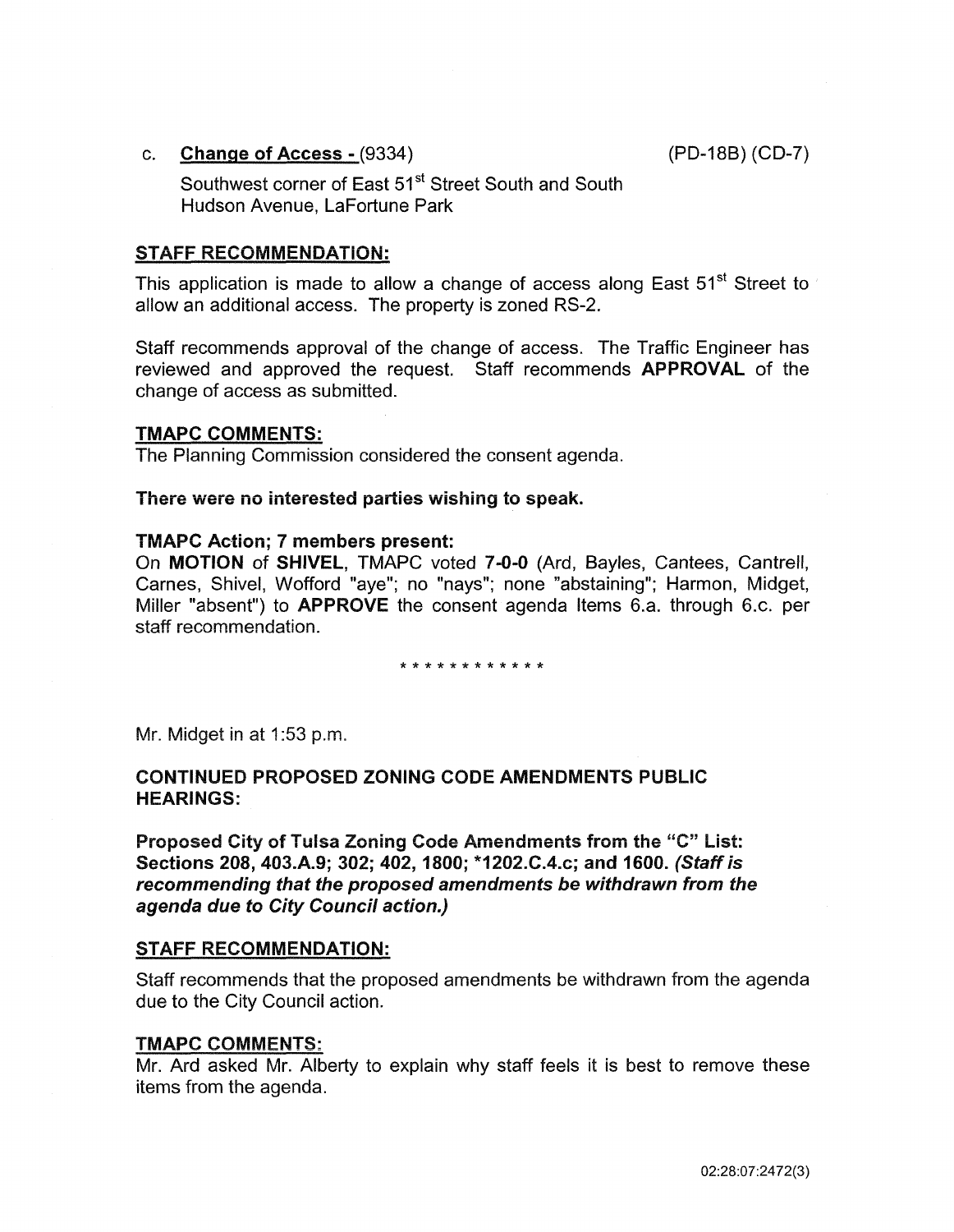c. **Change of Access -** (9334) (PD-18B) (CD-7)

Southwest corner of East 51st Street South and South Hudson Avenue, LaFortune Park

**STAFF RECOMMENDATION:**

This application is made to allow a change of access along East 51st Street to allow an additional access. The property is zoned RS-2.

Staff recommends approval of the change of access. The Traffic Engineer has reviewed and approved the request. Staff recommends **APPROVAL** of the change of access as submitted.

**TMAPC COMMENTS:**

The Planning Commission considered the consent agenda.

**There were no interested parties wishing to speak.**

**TMAPC Action; 7 members present:**

On **MOTION** of **SHIVEL**, TMAPC voted **7-0-0** (Ard, Bayles, Cantees, Cantrell, Carnes, Shivel, Wofford "aye"; no "nays"; none "abstaining"; Harmon, Midget, Miller "absent") to **APPROVE** the consent agenda Items 6.a. through 6.c. per staff recommendation.

* * * * * * * * * * * *

Mr. Midget in at 1:53 p.m.

**CONTINUED PROPOSED ZONING CODE AMENDMENTS PUBLIC HEARINGS:**

**Proposed City of Tulsa Zoning Code Amendments from the "C" List: Sections 208, 403.A.9; 302; 402, 1800; *1202.C.4.c; and 1600.** ***(Staff is recommending that the proposed amendments be withdrawn from the agenda due to City Council action.)***

**STAFF RECOMMENDATION:**

Staff recommends that the proposed amendments be withdrawn from the agenda due to the City Council action.

**TMAPC COMMENTS:**

Mr. Ard asked Mr. Alberty to explain why staff feels it is best to remove these items from the agenda.

02:28:07:2472(3)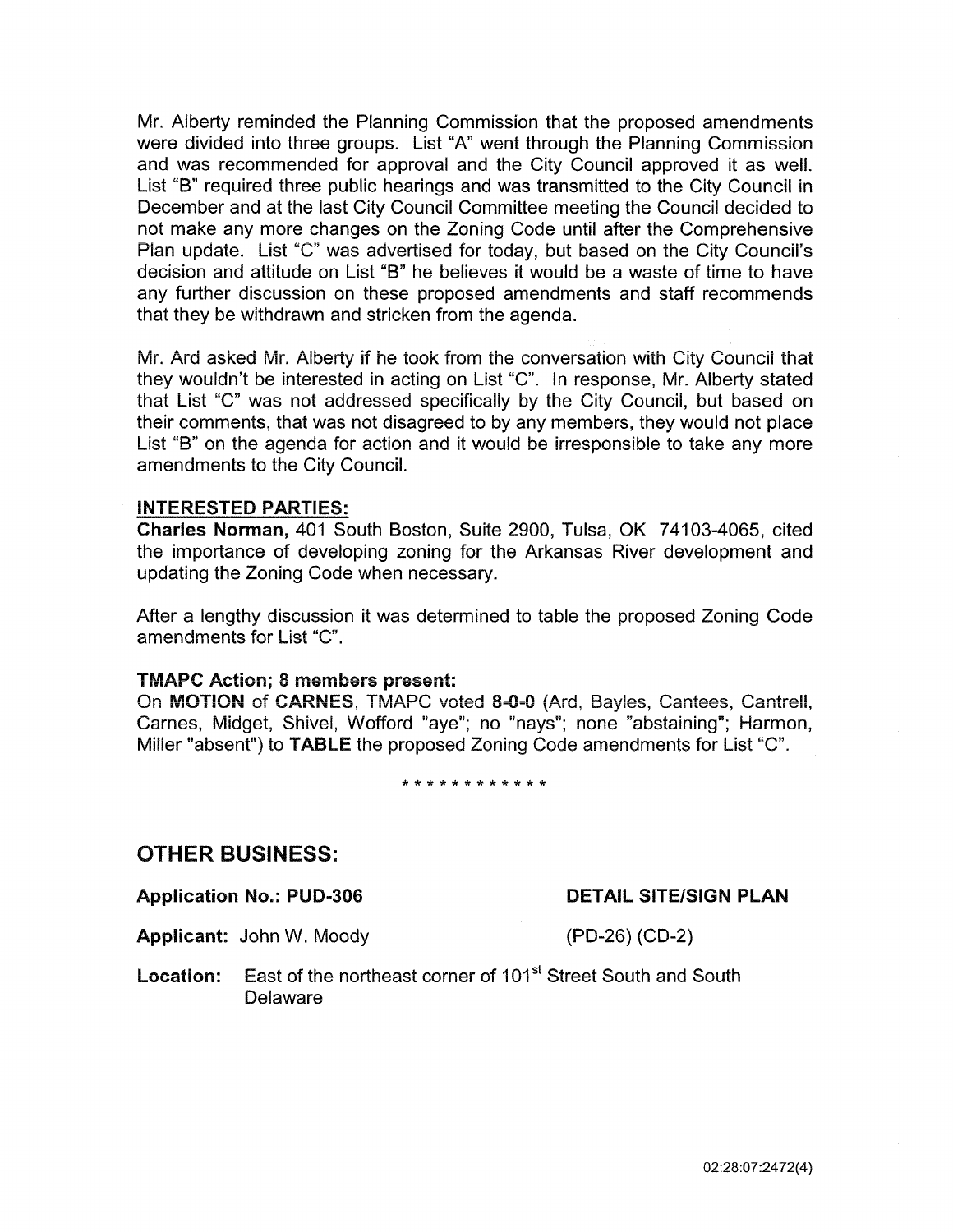Mr. Alberty reminded the Planning Commission that the proposed amendments were divided into three groups. List "A" went through the Planning Commission and was recommended for approval and the City Council approved it as well. List "B" required three public hearings and was transmitted to the City Council in December and at the last City Council Committee meeting the Council decided to not make any more changes on the Zoning Code until after the Comprehensive Plan update. List "C" was advertised for today, but based on the City Council's decision and attitude on List "B" he believes it would be a waste of time to have any further discussion on these proposed amendments and staff recommends that they be withdrawn and stricken from the agenda.

Mr. Ard asked Mr. Alberty if he took from the conversation with City Council that they wouldn't be interested in acting on List "C". In response, Mr. Alberty stated that List "C" was not addressed specifically by the City Council, but based on their comments, that was not disagreed to by any members, they would not place List "B" on the agenda for action and it would be irresponsible to take any more amendments to the City Council.

**INTERESTED PARTIES:**

**Charles Norman,** 401 South Boston, Suite 2900, Tulsa, OK 74103-4065, cited the importance of developing zoning for the Arkansas River development and updating the Zoning Code when necessary.

After a lengthy discussion it was determined to table the proposed Zoning Code amendments for List "C".

**TMAPC Action; 8 members present:**

On **MOTION** of **CARNES**, TMAPC voted **8-0-0** (Ard, Bayles, Cantees, Cantrell, Carnes, Midget, Shivel, Wofford "aye"; no "nays"; none "abstaining"; Harmon, Miller "absent") to **TABLE** the proposed Zoning Code amendments for List "C".

\* \* \* \* \* \* \* \* \* \* \* \*

## OTHER BUSINESS:

**Application No.: PUD-306** **DETAIL SITE/SIGN PLAN**

**Applicant:** John W. Moody (PD-26) (CD-2)

**Location:** East of the northeast corner of 101st Street South and South Delaware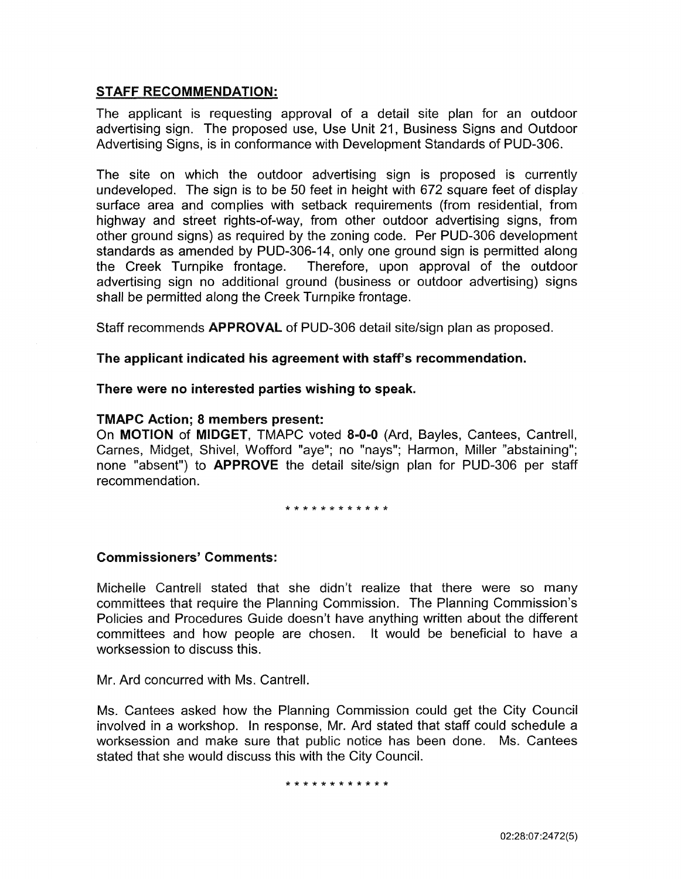**STAFF RECOMMENDATION:**

The applicant is requesting approval of a detail site plan for an outdoor advertising sign. The proposed use, Use Unit 21, Business Signs and Outdoor Advertising Signs, is in conformance with Development Standards of PUD-306.

The site on which the outdoor advertising sign is proposed is currently undeveloped. The sign is to be 50 feet in height with 672 square feet of display surface area and complies with setback requirements (from residential, from highway and street rights-of-way, from other outdoor advertising signs, from other ground signs) as required by the zoning code. Per PUD-306 development standards as amended by PUD-306-14, only one ground sign is permitted along the Creek Turnpike frontage. Therefore, upon approval of the outdoor advertising sign no additional ground (business or outdoor advertising) signs shall be permitted along the Creek Turnpike frontage.

Staff recommends **APPROVAL** of PUD-306 detail site/sign plan as proposed.

**The applicant indicated his agreement with staff's recommendation.**

**There were no interested parties wishing to speak.**

**TMAPC Action; 8 members present:**

On **MOTION** of **MIDGET**, TMAPC voted **8-0-0** (Ard, Bayles, Cantees, Cantrell, Carnes, Midget, Shivel, Wofford "aye"; no "nays"; Harmon, Miller "abstaining"; none "absent") to **APPROVE** the detail site/sign plan for PUD-306 per staff recommendation.

* * * * * * * * * * * *

**Commissioners' Comments:**

Michelle Cantrell stated that she didn't realize that there were so many committees that require the Planning Commission. The Planning Commission's Policies and Procedures Guide doesn't have anything written about the different committees and how people are chosen. It would be beneficial to have a worksession to discuss this.

Mr. Ard concurred with Ms. Cantrell.

Ms. Cantees asked how the Planning Commission could get the City Council involved in a workshop. In response, Mr. Ard stated that staff could schedule a worksession and make sure that public notice has been done. Ms. Cantees stated that she would discuss this with the City Council.

* * * * * * * * * * * *

02:28:07:2472(5)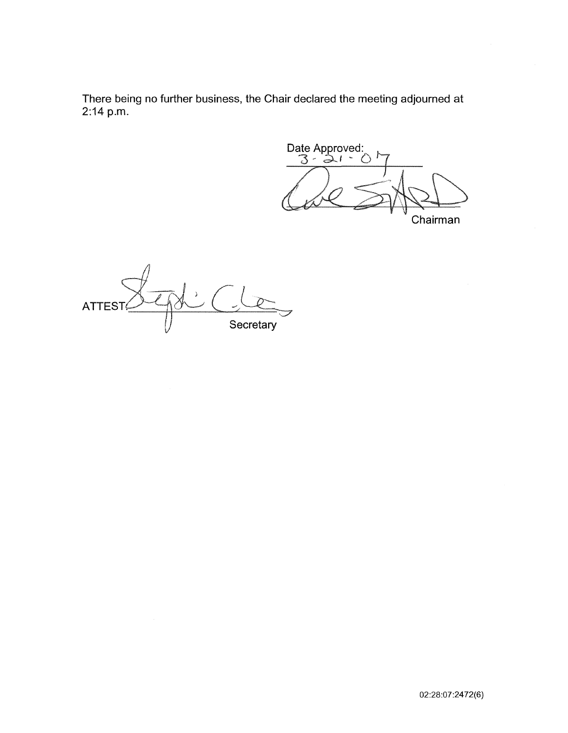There being no further business, the Chair declared the meeting adjourned at 2:14 p.m.

Date Approved:
3-21-07

Chairman

ATTEST:

Secretary

02:28:07:2472(6)